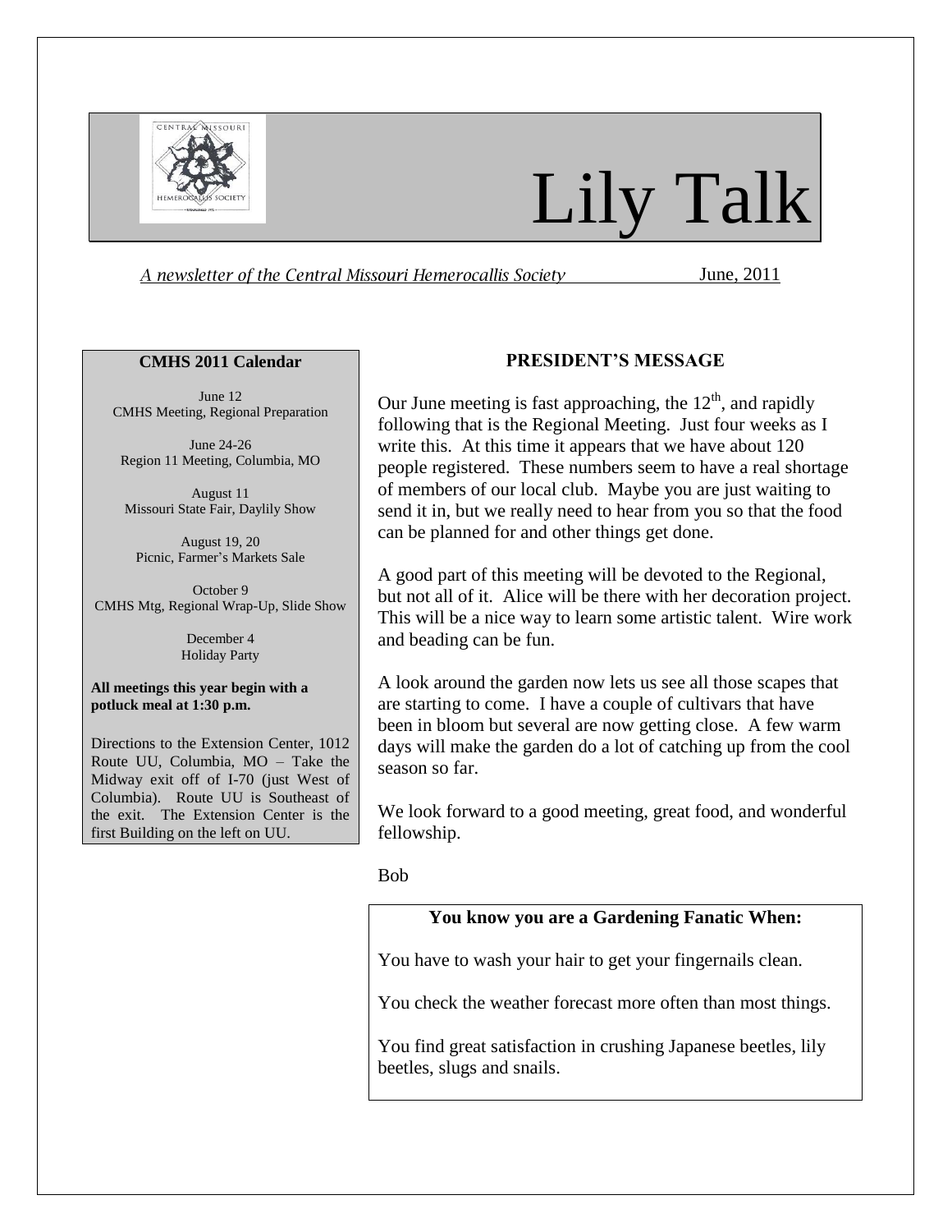# Lily Talk

*A newsletter of the Central Missouri Hemerocallis Society* June, 2011

## PRESIDENT'S MESSAGE

Our June meeting is fast approaching, the 12th, and rapidly following that is the Regional Meeting. Just four weeks as I write this. At this time it appears that we have about 120 people registered. These numbers seem to have a real shortage of members of our local club. Maybe you are just waiting to send it in, but we really need to hear from you so that the food can be planned for and other things get done.

A good part of this meeting will be devoted to the Regional, but not all of it. Alice will be there with her decoration project. This will be a nice way to learn some artistic talent. Wire work and beading can be fun.

A look around the garden now lets us see all those scapes that are starting to come. I have a couple of cultivars that have been in bloom but several are now getting close. A few warm days will make the garden do a lot of catching up from the cool season so far.

We look forward to a good meeting, great food, and wonderful fellowship.

Bob

### CMHS 2011 Calendar

June 12
CMHS Meeting, Regional Preparation

June 24-26
Region 11 Meeting, Columbia, MO

August 11
Missouri State Fair, Daylily Show

August 19, 20
Picnic, Farmer's Markets Sale

October 9
CMHS Mtg, Regional Wrap-Up, Slide Show

December 4
Holiday Party

**All meetings this year begin with a potluck meal at 1:30 p.m.**

Directions to the Extension Center, 1012 Route UU, Columbia, MO – Take the Midway exit off of I-70 (just West of Columbia). Route UU is Southeast of the exit. The Extension Center is the first Building on the left on UU.

### You know you are a Gardening Fanatic When:

You have to wash your hair to get your fingernails clean.

You check the weather forecast more often than most things.

You find great satisfaction in crushing Japanese beetles, lily beetles, slugs and snails.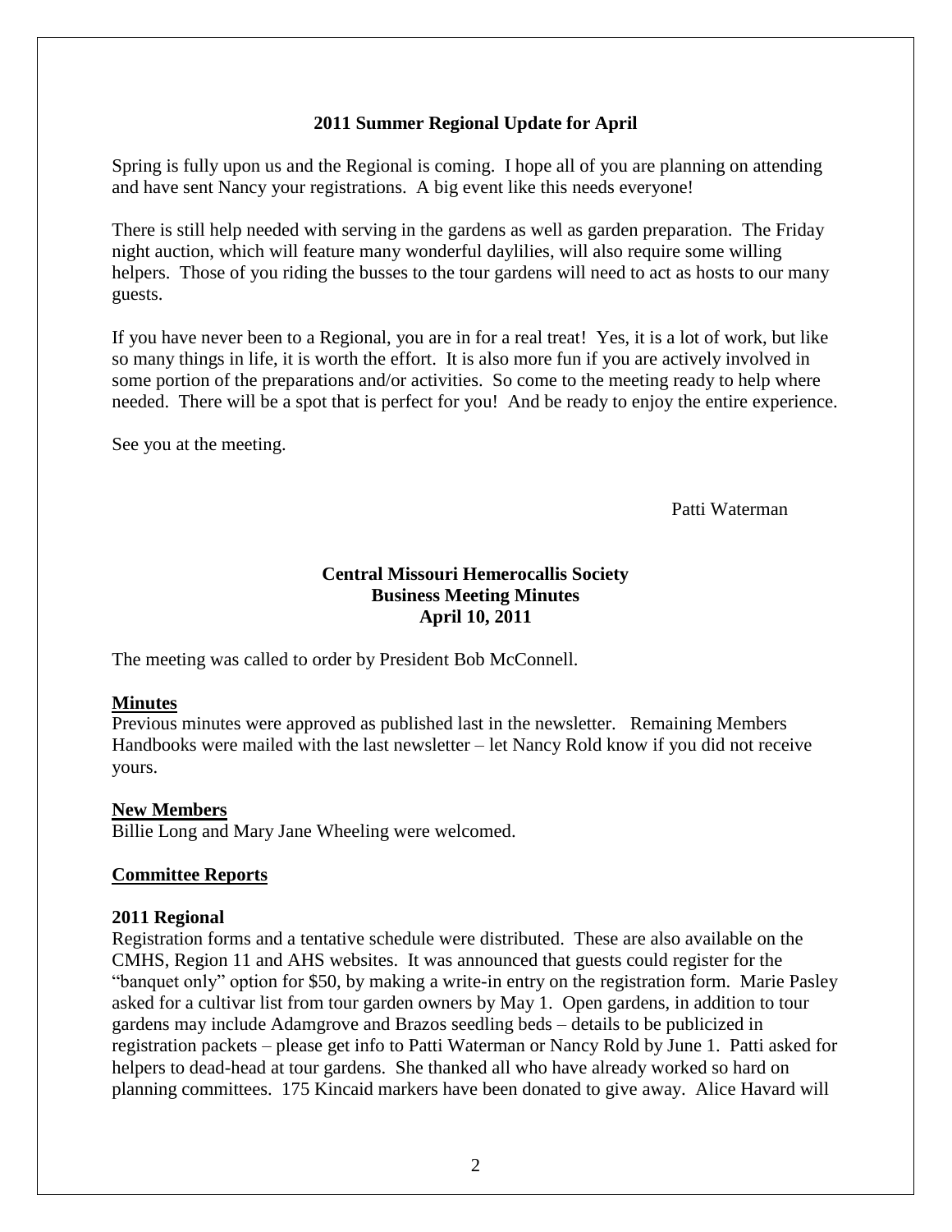## 2011 Summer Regional Update for April

Spring is fully upon us and the Regional is coming. I hope all of you are planning on attending and have sent Nancy your registrations. A big event like this needs everyone!

There is still help needed with serving in the gardens as well as garden preparation. The Friday night auction, which will feature many wonderful daylilies, will also require some willing helpers. Those of you riding the busses to the tour gardens will need to act as hosts to our many guests.

If you have never been to a Regional, you are in for a real treat! Yes, it is a lot of work, but like so many things in life, it is worth the effort. It is also more fun if you are actively involved in some portion of the preparations and/or activities. So come to the meeting ready to help where needed. There will be a spot that is perfect for you! And be ready to enjoy the entire experience.

See you at the meeting.

Patti Waterman

## Central Missouri Hemerocallis Society
## Business Meeting Minutes
## April 10, 2011

The meeting was called to order by President Bob McConnell.

**Minutes**

Previous minutes were approved as published last in the newsletter. Remaining Members Handbooks were mailed with the last newsletter – let Nancy Rold know if you did not receive yours.

**New Members**

Billie Long and Mary Jane Wheeling were welcomed.

**Committee Reports**

**2011 Regional**

Registration forms and a tentative schedule were distributed. These are also available on the CMHS, Region 11 and AHS websites. It was announced that guests could register for the "banquet only" option for $50, by making a write-in entry on the registration form. Marie Pasley asked for a cultivar list from tour garden owners by May 1. Open gardens, in addition to tour gardens may include Adamgrove and Brazos seedling beds – details to be publicized in registration packets – please get info to Patti Waterman or Nancy Rold by June 1. Patti asked for helpers to dead-head at tour gardens. She thanked all who have already worked so hard on planning committees. 175 Kincaid markers have been donated to give away. Alice Havard will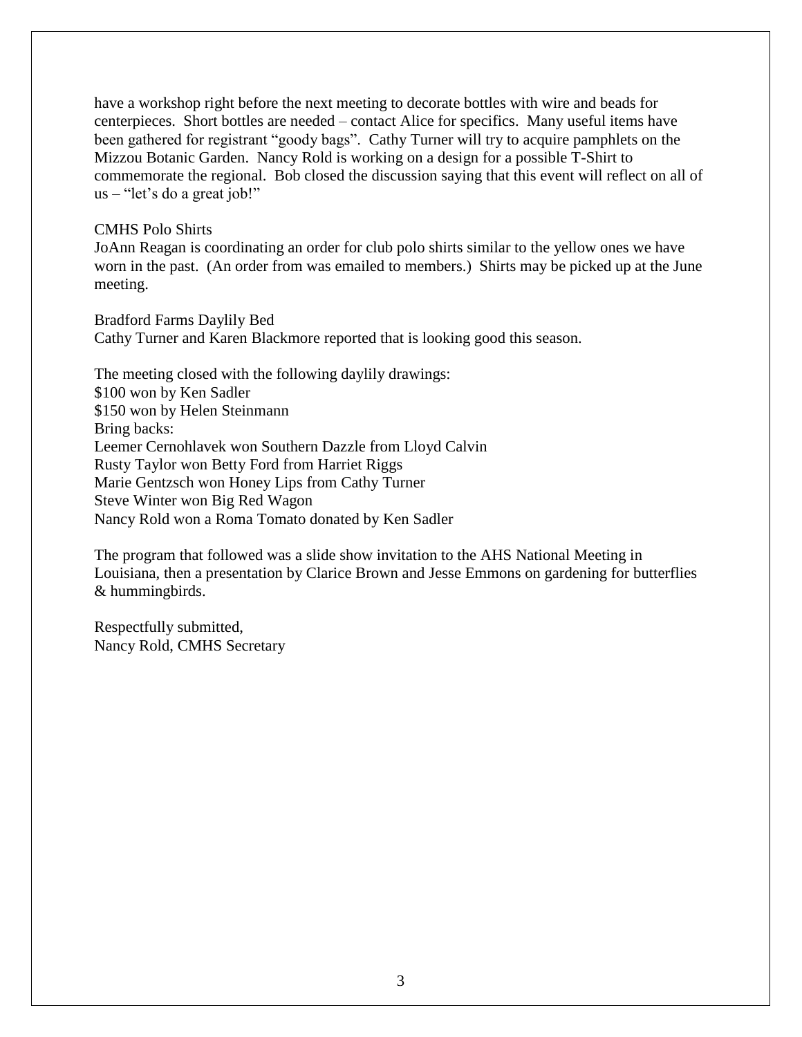have a workshop right before the next meeting to decorate bottles with wire and beads for centerpieces. Short bottles are needed – contact Alice for specifics. Many useful items have been gathered for registrant "goody bags". Cathy Turner will try to acquire pamphlets on the Mizzou Botanic Garden. Nancy Rold is working on a design for a possible T-Shirt to commemorate the regional. Bob closed the discussion saying that this event will reflect on all of us – "let's do a great job!"

CMHS Polo Shirts
JoAnn Reagan is coordinating an order for club polo shirts similar to the yellow ones we have worn in the past. (An order from was emailed to members.) Shirts may be picked up at the June meeting.

Bradford Farms Daylily Bed
Cathy Turner and Karen Blackmore reported that is looking good this season.

The meeting closed with the following daylily drawings:
$100 won by Ken Sadler
$150 won by Helen Steinmann
Bring backs:
Leemer Cernohlavek won Southern Dazzle from Lloyd Calvin
Rusty Taylor won Betty Ford from Harriet Riggs
Marie Gentzsch won Honey Lips from Cathy Turner
Steve Winter won Big Red Wagon
Nancy Rold won a Roma Tomato donated by Ken Sadler

The program that followed was a slide show invitation to the AHS National Meeting in Louisiana, then a presentation by Clarice Brown and Jesse Emmons on gardening for butterflies & hummingbirds.

Respectfully submitted,
Nancy Rold, CMHS Secretary